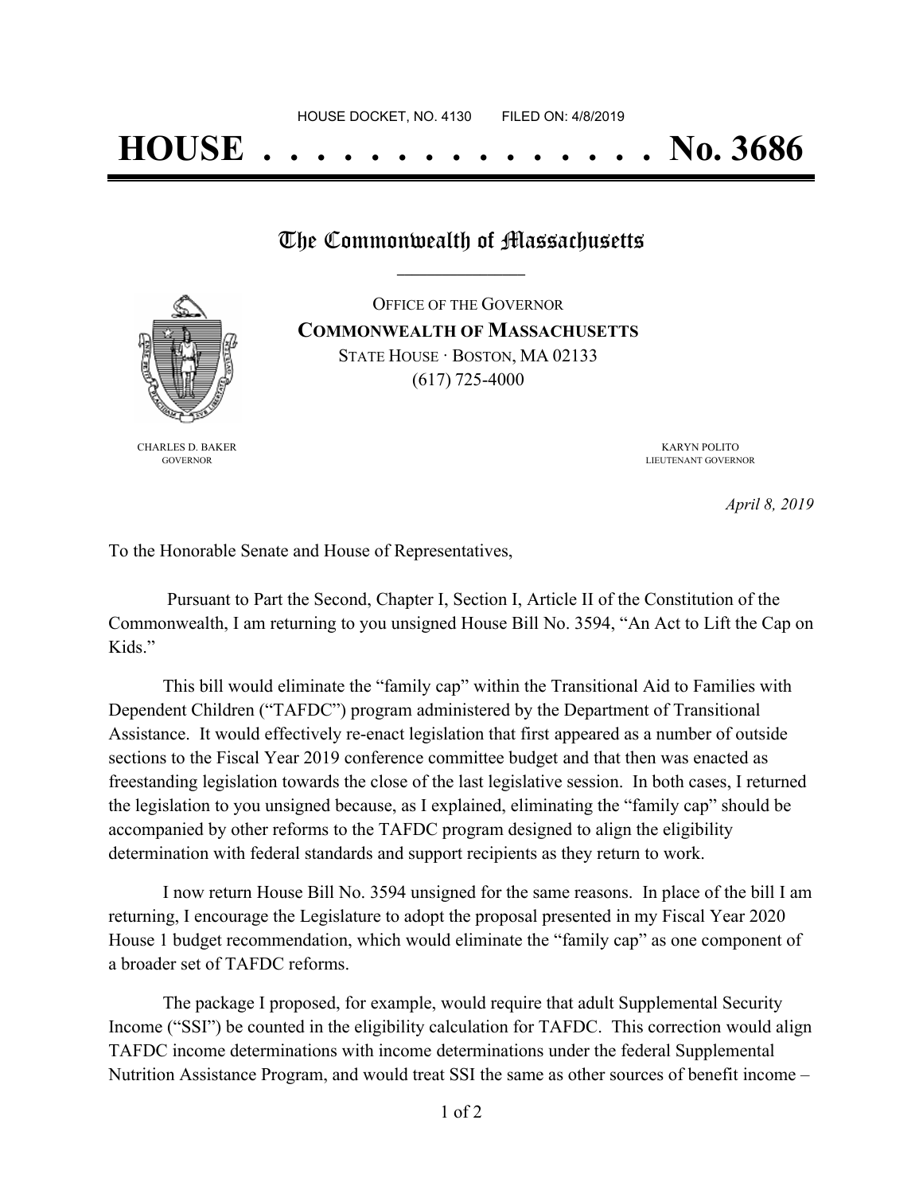HOUSE DOCKET, NO. 4130 FILED ON: 4/8/2019

# HOUSE . . . . . . . . . . . . . . . No. 3686

## The Commonwealth of Massachusetts

OFFICE OF THE GOVERNOR
**COMMONWEALTH OF MASSACHUSETTS**
STATE HOUSE · BOSTON, MA 02133
(617) 725-4000

CHARLES D. BAKER
GOVERNOR

KARYN POLITO
LIEUTENANT GOVERNOR

*April 8, 2019*

To the Honorable Senate and House of Representatives,

Pursuant to Part the Second, Chapter I, Section I, Article II of the Constitution of the Commonwealth, I am returning to you unsigned House Bill No. 3594, "An Act to Lift the Cap on Kids."

This bill would eliminate the "family cap" within the Transitional Aid to Families with Dependent Children ("TAFDC") program administered by the Department of Transitional Assistance. It would effectively re-enact legislation that first appeared as a number of outside sections to the Fiscal Year 2019 conference committee budget and that then was enacted as freestanding legislation towards the close of the last legislative session. In both cases, I returned the legislation to you unsigned because, as I explained, eliminating the "family cap" should be accompanied by other reforms to the TAFDC program designed to align the eligibility determination with federal standards and support recipients as they return to work.

I now return House Bill No. 3594 unsigned for the same reasons. In place of the bill I am returning, I encourage the Legislature to adopt the proposal presented in my Fiscal Year 2020 House 1 budget recommendation, which would eliminate the "family cap" as one component of a broader set of TAFDC reforms.

The package I proposed, for example, would require that adult Supplemental Security Income ("SSI") be counted in the eligibility calculation for TAFDC. This correction would align TAFDC income determinations with income determinations under the federal Supplemental Nutrition Assistance Program, and would treat SSI the same as other sources of benefit income –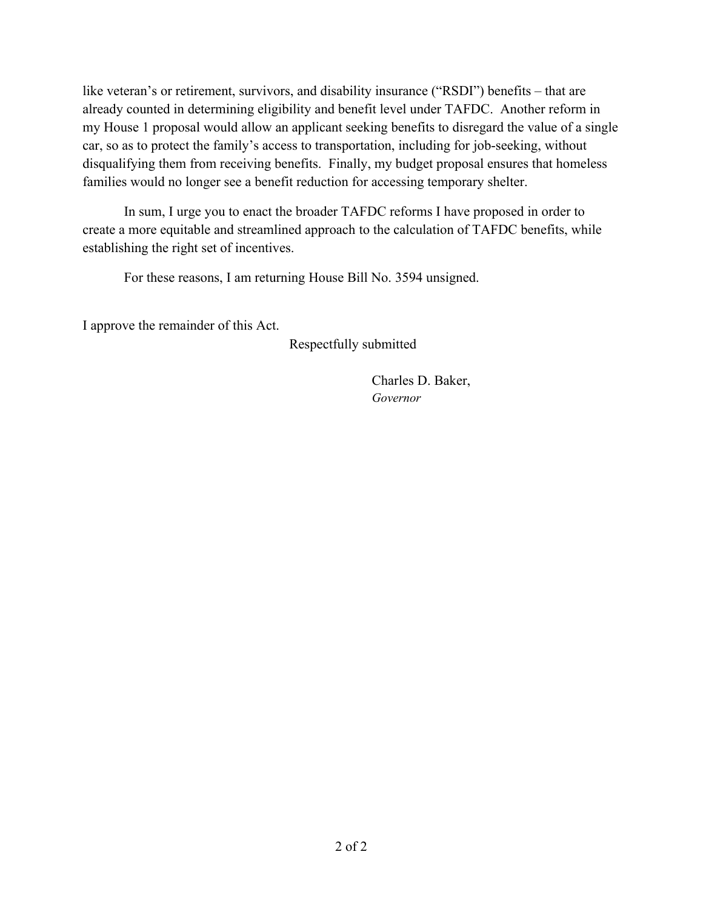like veteran's or retirement, survivors, and disability insurance ("RSDI") benefits – that are already counted in determining eligibility and benefit level under TAFDC. Another reform in my House 1 proposal would allow an applicant seeking benefits to disregard the value of a single car, so as to protect the family's access to transportation, including for job-seeking, without disqualifying them from receiving benefits. Finally, my budget proposal ensures that homeless families would no longer see a benefit reduction for accessing temporary shelter.

In sum, I urge you to enact the broader TAFDC reforms I have proposed in order to create a more equitable and streamlined approach to the calculation of TAFDC benefits, while establishing the right set of incentives.

For these reasons, I am returning House Bill No. 3594 unsigned.

I approve the remainder of this Act.

Respectfully submitted

Charles D. Baker,
*Governor*